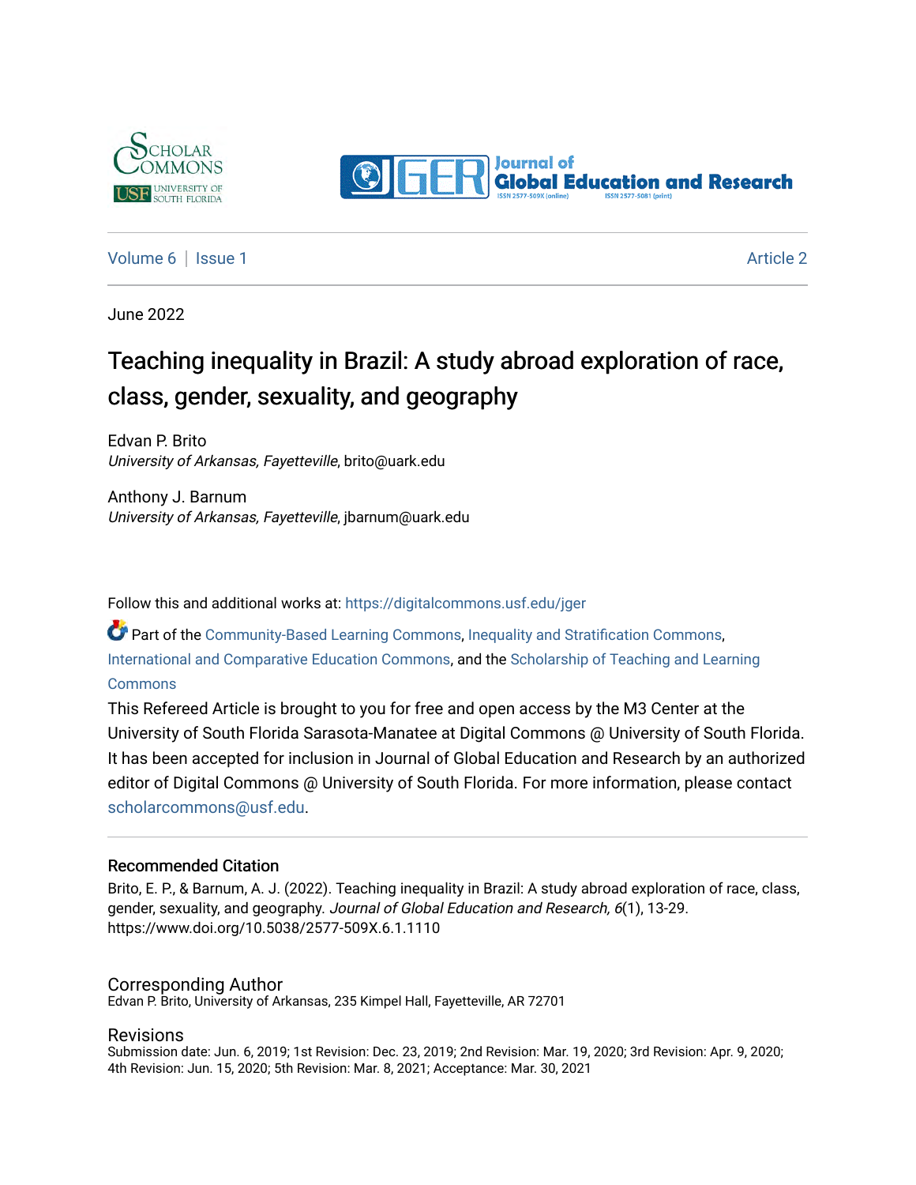Volume 6 | Issue 1 Article 2

June 2022

# Teaching inequality in Brazil: A study abroad exploration of race, class, gender, sexuality, and geography

Edvan P. Brito
*University of Arkansas, Fayetteville*, brito@uark.edu

Anthony J. Barnum
*University of Arkansas, Fayetteville*, jbarnum@uark.edu

Follow this and additional works at: https://digitalcommons.usf.edu/jger

Part of the Community-Based Learning Commons, Inequality and Stratification Commons, International and Comparative Education Commons, and the Scholarship of Teaching and Learning Commons

This Refereed Article is brought to you for free and open access by the M3 Center at the University of South Florida Sarasota-Manatee at Digital Commons @ University of South Florida. It has been accepted for inclusion in Journal of Global Education and Research by an authorized editor of Digital Commons @ University of South Florida. For more information, please contact scholarcommons@usf.edu.

## Recommended Citation

Brito, E. P., & Barnum, A. J. (2022). Teaching inequality in Brazil: A study abroad exploration of race, class, gender, sexuality, and geography. *Journal of Global Education and Research, 6*(1), 13-29. https://www.doi.org/10.5038/2577-509X.6.1.1110

## Corresponding Author

Edvan P. Brito, University of Arkansas, 235 Kimpel Hall, Fayetteville, AR 72701

## Revisions

Submission date: Jun. 6, 2019; 1st Revision: Dec. 23, 2019; 2nd Revision: Mar. 19, 2020; 3rd Revision: Apr. 9, 2020; 4th Revision: Jun. 15, 2020; 5th Revision: Mar. 8, 2021; Acceptance: Mar. 30, 2021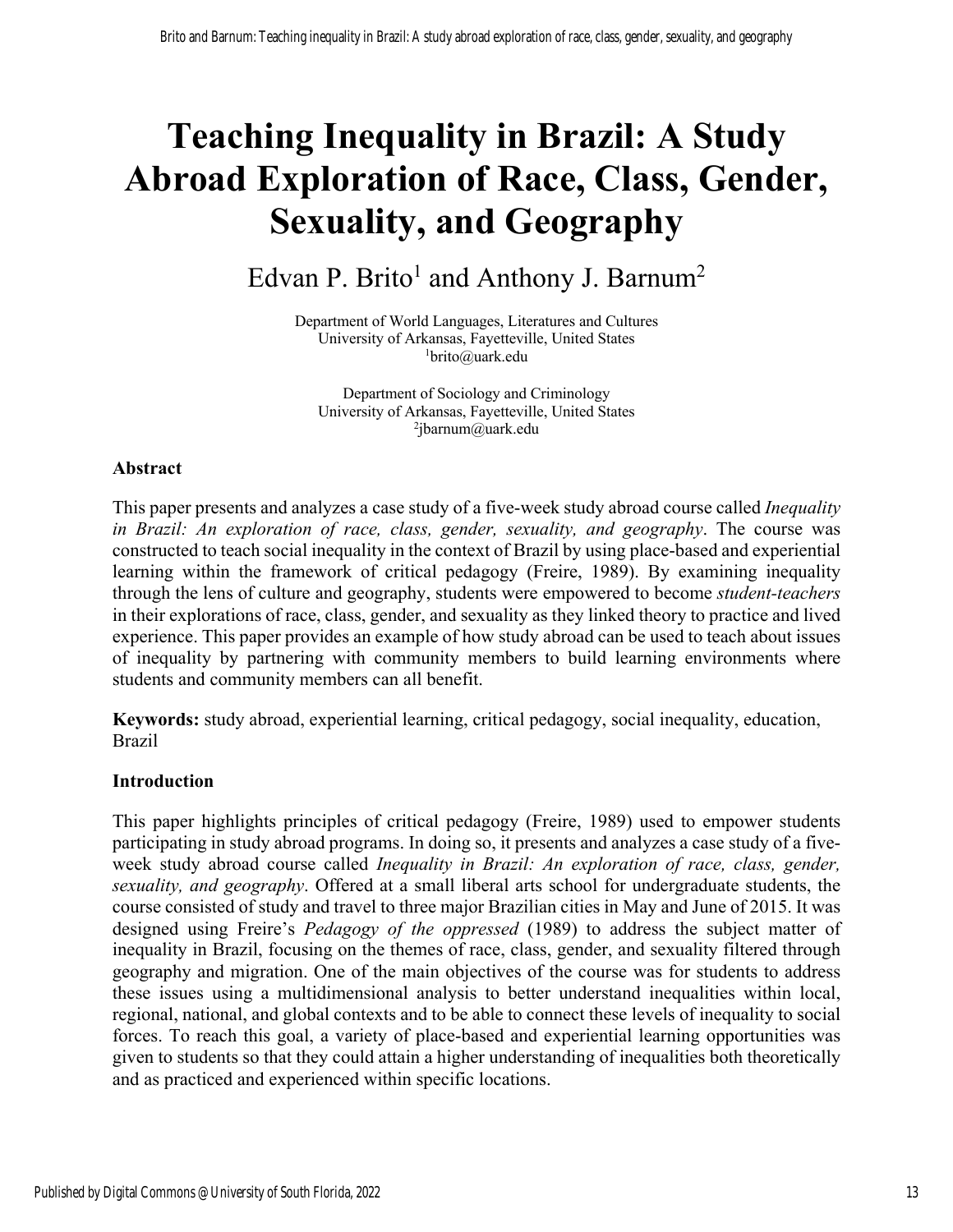# Teaching Inequality in Brazil: A Study Abroad Exploration of Race, Class, Gender, Sexuality, and Geography

Edvan P. Brito[1] and Anthony J. Barnum[2]

Department of World Languages, Literatures and Cultures
University of Arkansas, Fayetteville, United States
[1]brito@uark.edu

Department of Sociology and Criminology
University of Arkansas, Fayetteville, United States
[2]jbarnum@uark.edu

### Abstract

This paper presents and analyzes a case study of a five-week study abroad course called *Inequality in Brazil: An exploration of race, class, gender, sexuality, and geography*. The course was constructed to teach social inequality in the context of Brazil by using place-based and experiential learning within the framework of critical pedagogy (Freire, 1989). By examining inequality through the lens of culture and geography, students were empowered to become *student-teachers* in their explorations of race, class, gender, and sexuality as they linked theory to practice and lived experience. This paper provides an example of how study abroad can be used to teach about issues of inequality by partnering with community members to build learning environments where students and community members can all benefit.

**Keywords:** study abroad, experiential learning, critical pedagogy, social inequality, education, Brazil

### Introduction

This paper highlights principles of critical pedagogy (Freire, 1989) used to empower students participating in study abroad programs. In doing so, it presents and analyzes a case study of a five-week study abroad course called *Inequality in Brazil: An exploration of race, class, gender, sexuality, and geography*. Offered at a small liberal arts school for undergraduate students, the course consisted of study and travel to three major Brazilian cities in May and June of 2015. It was designed using Freire's *Pedagogy of the oppressed* (1989) to address the subject matter of inequality in Brazil, focusing on the themes of race, class, gender, and sexuality filtered through geography and migration. One of the main objectives of the course was for students to address these issues using a multidimensional analysis to better understand inequalities within local, regional, national, and global contexts and to be able to connect these levels of inequality to social forces. To reach this goal, a variety of place-based and experiential learning opportunities was given to students so that they could attain a higher understanding of inequalities both theoretically and as practiced and experienced within specific locations.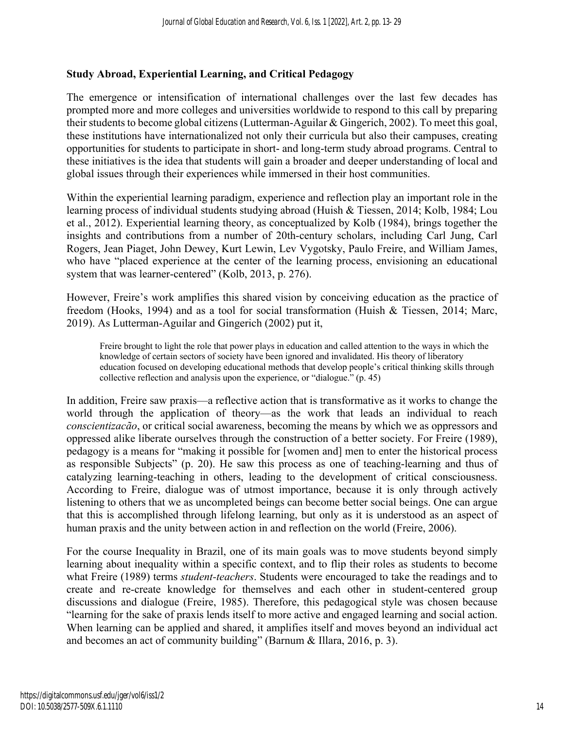## Study Abroad, Experiential Learning, and Critical Pedagogy

The emergence or intensification of international challenges over the last few decades has prompted more and more colleges and universities worldwide to respond to this call by preparing their students to become global citizens (Lutterman-Aguilar & Gingerich, 2002). To meet this goal, these institutions have internationalized not only their curricula but also their campuses, creating opportunities for students to participate in short- and long-term study abroad programs. Central to these initiatives is the idea that students will gain a broader and deeper understanding of local and global issues through their experiences while immersed in their host communities.

Within the experiential learning paradigm, experience and reflection play an important role in the learning process of individual students studying abroad (Huish & Tiessen, 2014; Kolb, 1984; Lou et al., 2012). Experiential learning theory, as conceptualized by Kolb (1984), brings together the insights and contributions from a number of 20th-century scholars, including Carl Jung, Carl Rogers, Jean Piaget, John Dewey, Kurt Lewin, Lev Vygotsky, Paulo Freire, and William James, who have "placed experience at the center of the learning process, envisioning an educational system that was learner-centered" (Kolb, 2013, p. 276).

However, Freire's work amplifies this shared vision by conceiving education as the practice of freedom (Hooks, 1994) and as a tool for social transformation (Huish & Tiessen, 2014; Marc, 2019). As Lutterman-Aguilar and Gingerich (2002) put it,

> Freire brought to light the role that power plays in education and called attention to the ways in which the knowledge of certain sectors of society have been ignored and invalidated. His theory of liberatory education focused on developing educational methods that develop people's critical thinking skills through collective reflection and analysis upon the experience, or "dialogue." (p. 45)

In addition, Freire saw praxis—a reflective action that is transformative as it works to change the world through the application of theory—as the work that leads an individual to reach *conscientizacão*, or critical social awareness, becoming the means by which we as oppressors and oppressed alike liberate ourselves through the construction of a better society. For Freire (1989), pedagogy is a means for "making it possible for [women and] men to enter the historical process as responsible Subjects" (p. 20). He saw this process as one of teaching-learning and thus of catalyzing learning-teaching in others, leading to the development of critical consciousness. According to Freire, dialogue was of utmost importance, because it is only through actively listening to others that we as uncompleted beings can become better social beings. One can argue that this is accomplished through lifelong learning, but only as it is understood as an aspect of human praxis and the unity between action in and reflection on the world (Freire, 2006).

For the course Inequality in Brazil, one of its main goals was to move students beyond simply learning about inequality within a specific context, and to flip their roles as students to become what Freire (1989) terms *student-teachers*. Students were encouraged to take the readings and to create and re-create knowledge for themselves and each other in student-centered group discussions and dialogue (Freire, 1985). Therefore, this pedagogical style was chosen because "learning for the sake of praxis lends itself to more active and engaged learning and social action. When learning can be applied and shared, it amplifies itself and moves beyond an individual act and becomes an act of community building" (Barnum & Illara, 2016, p. 3).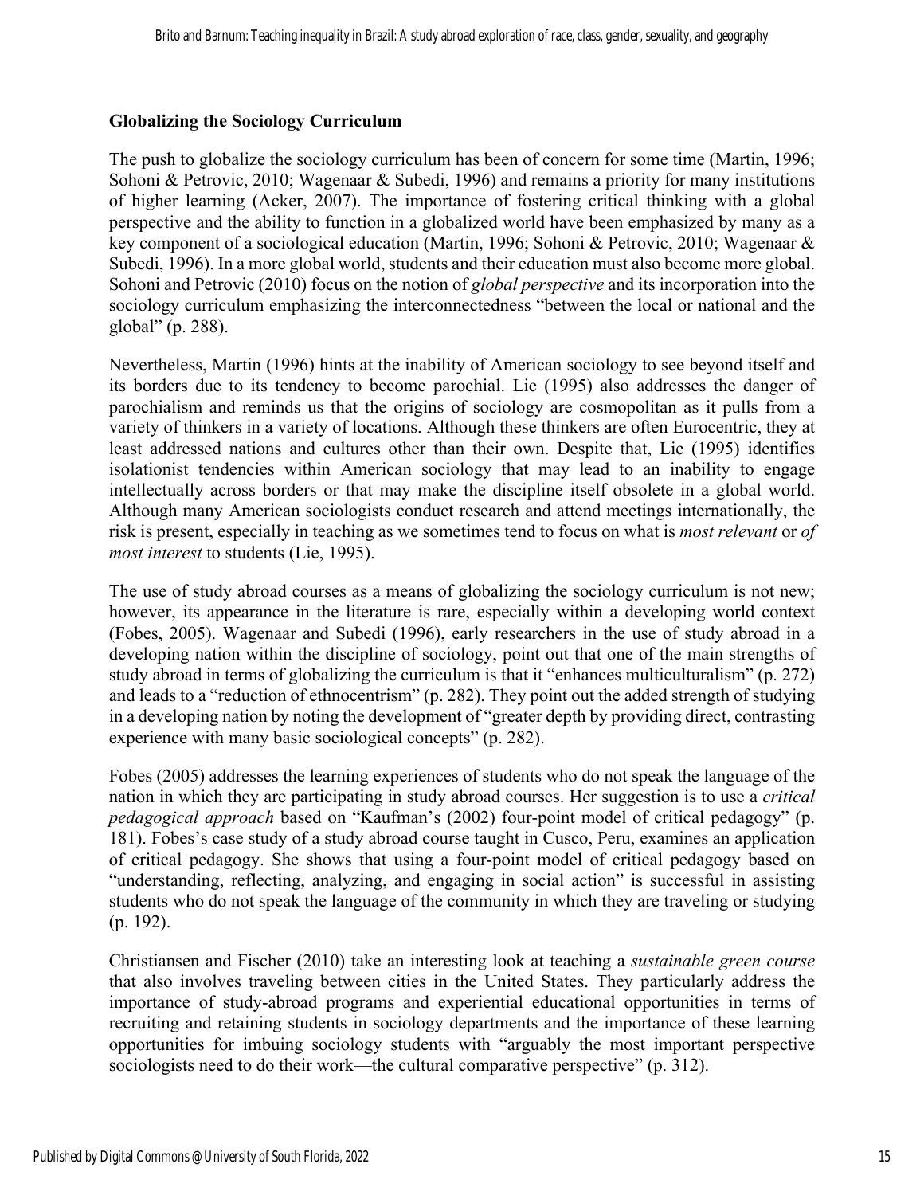## Globalizing the Sociology Curriculum

The push to globalize the sociology curriculum has been of concern for some time (Martin, 1996; Sohoni & Petrovic, 2010; Wagenaar & Subedi, 1996) and remains a priority for many institutions of higher learning (Acker, 2007). The importance of fostering critical thinking with a global perspective and the ability to function in a globalized world have been emphasized by many as a key component of a sociological education (Martin, 1996; Sohoni & Petrovic, 2010; Wagenaar & Subedi, 1996). In a more global world, students and their education must also become more global. Sohoni and Petrovic (2010) focus on the notion of *global perspective* and its incorporation into the sociology curriculum emphasizing the interconnectedness "between the local or national and the global" (p. 288).

Nevertheless, Martin (1996) hints at the inability of American sociology to see beyond itself and its borders due to its tendency to become parochial. Lie (1995) also addresses the danger of parochialism and reminds us that the origins of sociology are cosmopolitan as it pulls from a variety of thinkers in a variety of locations. Although these thinkers are often Eurocentric, they at least addressed nations and cultures other than their own. Despite that, Lie (1995) identifies isolationist tendencies within American sociology that may lead to an inability to engage intellectually across borders or that may make the discipline itself obsolete in a global world. Although many American sociologists conduct research and attend meetings internationally, the risk is present, especially in teaching as we sometimes tend to focus on what is *most relevant* or *of most interest* to students (Lie, 1995).

The use of study abroad courses as a means of globalizing the sociology curriculum is not new; however, its appearance in the literature is rare, especially within a developing world context (Fobes, 2005). Wagenaar and Subedi (1996), early researchers in the use of study abroad in a developing nation within the discipline of sociology, point out that one of the main strengths of study abroad in terms of globalizing the curriculum is that it "enhances multiculturalism" (p. 272) and leads to a "reduction of ethnocentrism" (p. 282). They point out the added strength of studying in a developing nation by noting the development of "greater depth by providing direct, contrasting experience with many basic sociological concepts" (p. 282).

Fobes (2005) addresses the learning experiences of students who do not speak the language of the nation in which they are participating in study abroad courses. Her suggestion is to use a *critical pedagogical approach* based on "Kaufman's (2002) four-point model of critical pedagogy" (p. 181). Fobes's case study of a study abroad course taught in Cusco, Peru, examines an application of critical pedagogy. She shows that using a four-point model of critical pedagogy based on "understanding, reflecting, analyzing, and engaging in social action" is successful in assisting students who do not speak the language of the community in which they are traveling or studying (p. 192).

Christiansen and Fischer (2010) take an interesting look at teaching a *sustainable green course* that also involves traveling between cities in the United States. They particularly address the importance of study-abroad programs and experiential educational opportunities in terms of recruiting and retaining students in sociology departments and the importance of these learning opportunities for imbuing sociology students with "arguably the most important perspective sociologists need to do their work—the cultural comparative perspective" (p. 312).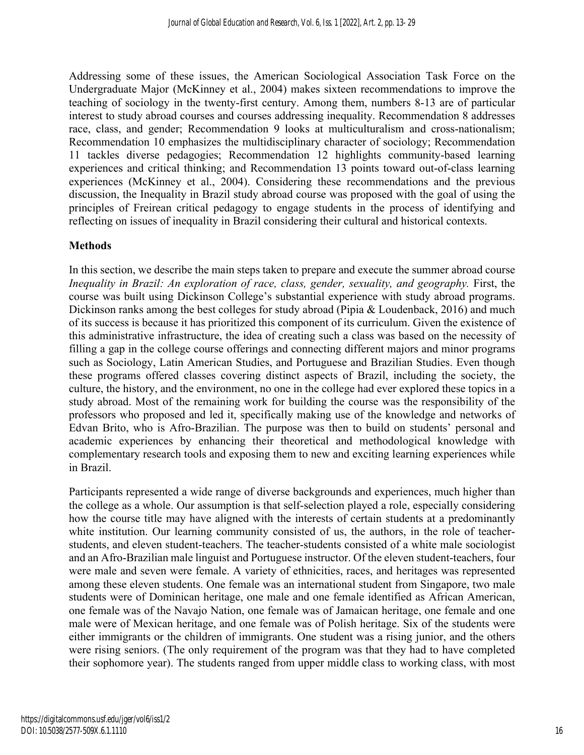Addressing some of these issues, the American Sociological Association Task Force on the Undergraduate Major (McKinney et al., 2004) makes sixteen recommendations to improve the teaching of sociology in the twenty-first century. Among them, numbers 8-13 are of particular interest to study abroad courses and courses addressing inequality. Recommendation 8 addresses race, class, and gender; Recommendation 9 looks at multiculturalism and cross-nationalism; Recommendation 10 emphasizes the multidisciplinary character of sociology; Recommendation 11 tackles diverse pedagogies; Recommendation 12 highlights community-based learning experiences and critical thinking; and Recommendation 13 points toward out-of-class learning experiences (McKinney et al., 2004). Considering these recommendations and the previous discussion, the Inequality in Brazil study abroad course was proposed with the goal of using the principles of Freirean critical pedagogy to engage students in the process of identifying and reflecting on issues of inequality in Brazil considering their cultural and historical contexts.

## Methods

In this section, we describe the main steps taken to prepare and execute the summer abroad course *Inequality in Brazil: An exploration of race, class, gender, sexuality, and geography.* First, the course was built using Dickinson College's substantial experience with study abroad programs. Dickinson ranks among the best colleges for study abroad (Pipia & Loudenback, 2016) and much of its success is because it has prioritized this component of its curriculum. Given the existence of this administrative infrastructure, the idea of creating such a class was based on the necessity of filling a gap in the college course offerings and connecting different majors and minor programs such as Sociology, Latin American Studies, and Portuguese and Brazilian Studies. Even though these programs offered classes covering distinct aspects of Brazil, including the society, the culture, the history, and the environment, no one in the college had ever explored these topics in a study abroad. Most of the remaining work for building the course was the responsibility of the professors who proposed and led it, specifically making use of the knowledge and networks of Edvan Brito, who is Afro-Brazilian. The purpose was then to build on students' personal and academic experiences by enhancing their theoretical and methodological knowledge with complementary research tools and exposing them to new and exciting learning experiences while in Brazil.

Participants represented a wide range of diverse backgrounds and experiences, much higher than the college as a whole. Our assumption is that self-selection played a role, especially considering how the course title may have aligned with the interests of certain students at a predominantly white institution. Our learning community consisted of us, the authors, in the role of teacher-students, and eleven student-teachers. The teacher-students consisted of a white male sociologist and an Afro-Brazilian male linguist and Portuguese instructor. Of the eleven student-teachers, four were male and seven were female. A variety of ethnicities, races, and heritages was represented among these eleven students. One female was an international student from Singapore, two male students were of Dominican heritage, one male and one female identified as African American, one female was of the Navajo Nation, one female was of Jamaican heritage, one female and one male were of Mexican heritage, and one female was of Polish heritage. Six of the students were either immigrants or the children of immigrants. One student was a rising junior, and the others were rising seniors. (The only requirement of the program was that they had to have completed their sophomore year). The students ranged from upper middle class to working class, with most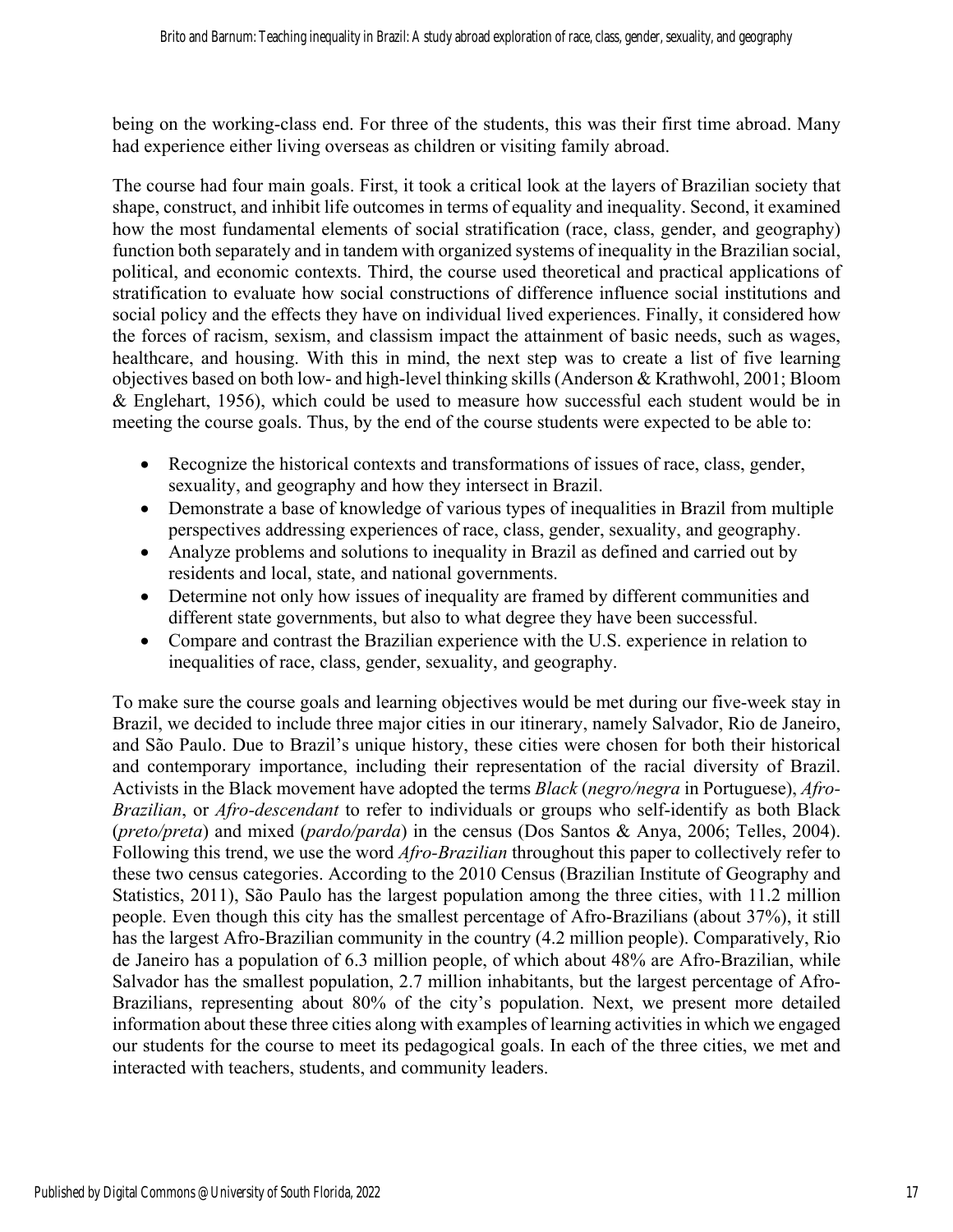being on the working-class end. For three of the students, this was their first time abroad. Many had experience either living overseas as children or visiting family abroad.

The course had four main goals. First, it took a critical look at the layers of Brazilian society that shape, construct, and inhibit life outcomes in terms of equality and inequality. Second, it examined how the most fundamental elements of social stratification (race, class, gender, and geography) function both separately and in tandem with organized systems of inequality in the Brazilian social, political, and economic contexts. Third, the course used theoretical and practical applications of stratification to evaluate how social constructions of difference influence social institutions and social policy and the effects they have on individual lived experiences. Finally, it considered how the forces of racism, sexism, and classism impact the attainment of basic needs, such as wages, healthcare, and housing. With this in mind, the next step was to create a list of five learning objectives based on both low- and high-level thinking skills (Anderson & Krathwohl, 2001; Bloom & Englehart, 1956), which could be used to measure how successful each student would be in meeting the course goals. Thus, by the end of the course students were expected to be able to:

- Recognize the historical contexts and transformations of issues of race, class, gender, sexuality, and geography and how they intersect in Brazil.
- Demonstrate a base of knowledge of various types of inequalities in Brazil from multiple perspectives addressing experiences of race, class, gender, sexuality, and geography.
- Analyze problems and solutions to inequality in Brazil as defined and carried out by residents and local, state, and national governments.
- Determine not only how issues of inequality are framed by different communities and different state governments, but also to what degree they have been successful.
- Compare and contrast the Brazilian experience with the U.S. experience in relation to inequalities of race, class, gender, sexuality, and geography.

To make sure the course goals and learning objectives would be met during our five-week stay in Brazil, we decided to include three major cities in our itinerary, namely Salvador, Rio de Janeiro, and São Paulo. Due to Brazil's unique history, these cities were chosen for both their historical and contemporary importance, including their representation of the racial diversity of Brazil. Activists in the Black movement have adopted the terms *Black* (*negro/negra* in Portuguese), *Afro-Brazilian*, or *Afro-descendant* to refer to individuals or groups who self-identify as both Black (*preto/preta*) and mixed (*pardo/parda*) in the census (Dos Santos & Anya, 2006; Telles, 2004). Following this trend, we use the word *Afro-Brazilian* throughout this paper to collectively refer to these two census categories. According to the 2010 Census (Brazilian Institute of Geography and Statistics, 2011), São Paulo has the largest population among the three cities, with 11.2 million people. Even though this city has the smallest percentage of Afro-Brazilians (about 37%), it still has the largest Afro-Brazilian community in the country (4.2 million people). Comparatively, Rio de Janeiro has a population of 6.3 million people, of which about 48% are Afro-Brazilian, while Salvador has the smallest population, 2.7 million inhabitants, but the largest percentage of Afro-Brazilians, representing about 80% of the city's population. Next, we present more detailed information about these three cities along with examples of learning activities in which we engaged our students for the course to meet its pedagogical goals. In each of the three cities, we met and interacted with teachers, students, and community leaders.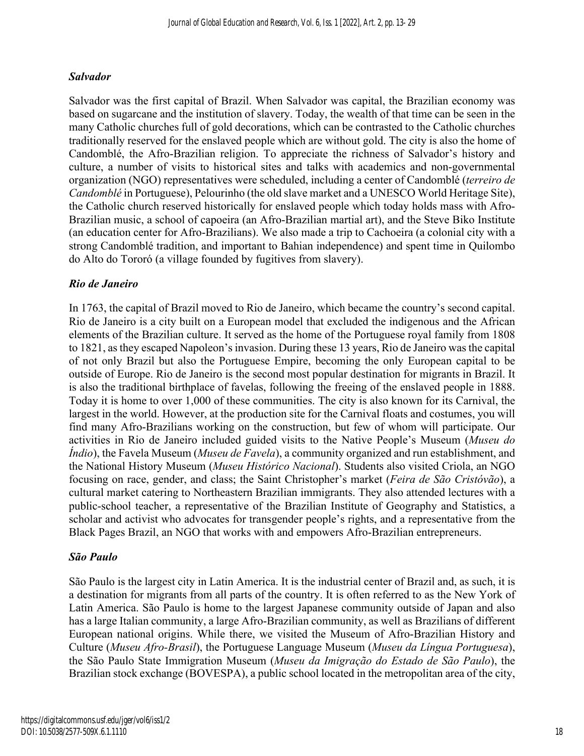### *Salvador*

Salvador was the first capital of Brazil. When Salvador was capital, the Brazilian economy was based on sugarcane and the institution of slavery. Today, the wealth of that time can be seen in the many Catholic churches full of gold decorations, which can be contrasted to the Catholic churches traditionally reserved for the enslaved people which are without gold. The city is also the home of Candomblé, the Afro-Brazilian religion. To appreciate the richness of Salvador's history and culture, a number of visits to historical sites and talks with academics and non-governmental organization (NGO) representatives were scheduled, including a center of Candomblé (*terreiro de Candomblé* in Portuguese), Pelourinho (the old slave market and a UNESCO World Heritage Site), the Catholic church reserved historically for enslaved people which today holds mass with Afro-Brazilian music, a school of capoeira (an Afro-Brazilian martial art), and the Steve Biko Institute (an education center for Afro-Brazilians). We also made a trip to Cachoeira (a colonial city with a strong Candomblé tradition, and important to Bahian independence) and spent time in Quilombo do Alto do Tororó (a village founded by fugitives from slavery).

### *Rio de Janeiro*

In 1763, the capital of Brazil moved to Rio de Janeiro, which became the country's second capital. Rio de Janeiro is a city built on a European model that excluded the indigenous and the African elements of the Brazilian culture. It served as the home of the Portuguese royal family from 1808 to 1821, as they escaped Napoleon's invasion. During these 13 years, Rio de Janeiro was the capital of not only Brazil but also the Portuguese Empire, becoming the only European capital to be outside of Europe. Rio de Janeiro is the second most popular destination for migrants in Brazil. It is also the traditional birthplace of favelas, following the freeing of the enslaved people in 1888. Today it is home to over 1,000 of these communities. The city is also known for its Carnival, the largest in the world. However, at the production site for the Carnival floats and costumes, you will find many Afro-Brazilians working on the construction, but few of whom will participate. Our activities in Rio de Janeiro included guided visits to the Native People's Museum (*Museu do Índio*), the Favela Museum (*Museu de Favela*), a community organized and run establishment, and the National History Museum (*Museu Histórico Nacional*). Students also visited Criola, an NGO focusing on race, gender, and class; the Saint Christopher's market (*Feira de São Cristóvão*), a cultural market catering to Northeastern Brazilian immigrants. They also attended lectures with a public-school teacher, a representative of the Brazilian Institute of Geography and Statistics, a scholar and activist who advocates for transgender people's rights, and a representative from the Black Pages Brazil, an NGO that works with and empowers Afro-Brazilian entrepreneurs.

### *São Paulo*

São Paulo is the largest city in Latin America. It is the industrial center of Brazil and, as such, it is a destination for migrants from all parts of the country. It is often referred to as the New York of Latin America. São Paulo is home to the largest Japanese community outside of Japan and also has a large Italian community, a large Afro-Brazilian community, as well as Brazilians of different European national origins. While there, we visited the Museum of Afro-Brazilian History and Culture (*Museu Afro-Brasil*), the Portuguese Language Museum (*Museu da Língua Portuguesa*), the São Paulo State Immigration Museum (*Museu da Imigração do Estado de São Paulo*), the Brazilian stock exchange (BOVESPA), a public school located in the metropolitan area of the city,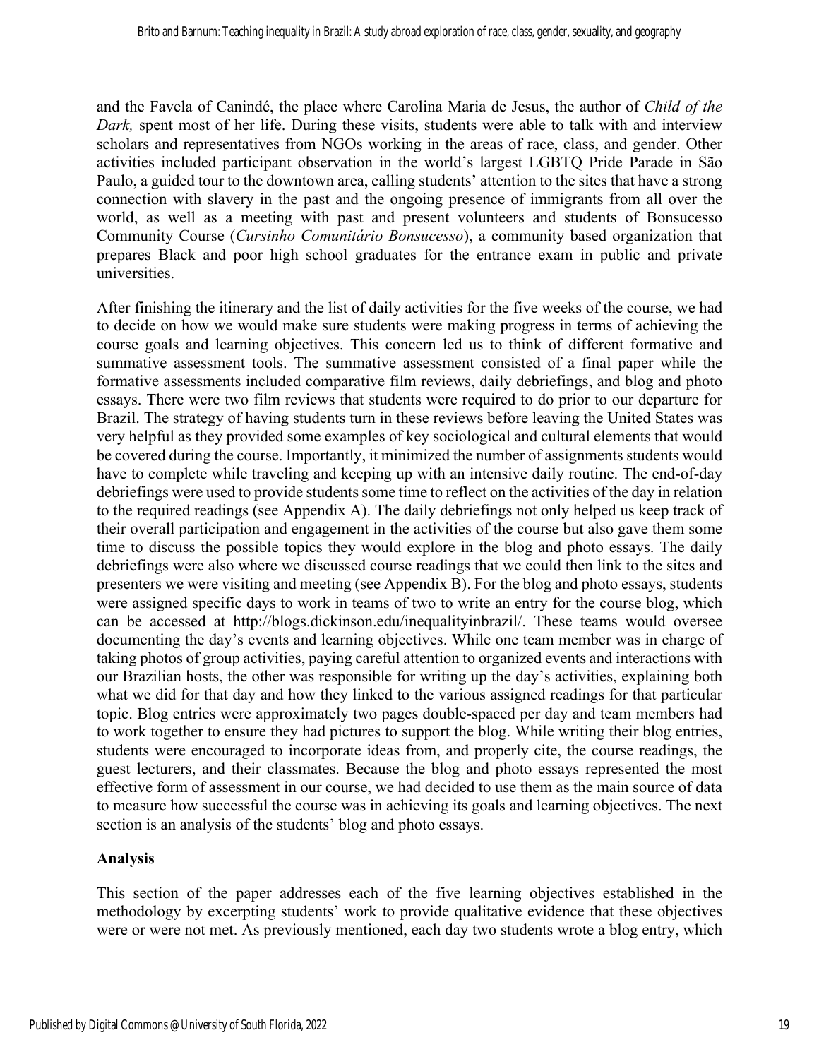and the Favela of Canindé, the place where Carolina Maria de Jesus, the author of *Child of the Dark,* spent most of her life. During these visits, students were able to talk with and interview scholars and representatives from NGOs working in the areas of race, class, and gender. Other activities included participant observation in the world's largest LGBTQ Pride Parade in São Paulo, a guided tour to the downtown area, calling students' attention to the sites that have a strong connection with slavery in the past and the ongoing presence of immigrants from all over the world, as well as a meeting with past and present volunteers and students of Bonsucesso Community Course (*Cursinho Comunitário Bonsucesso*), a community based organization that prepares Black and poor high school graduates for the entrance exam in public and private universities.

After finishing the itinerary and the list of daily activities for the five weeks of the course, we had to decide on how we would make sure students were making progress in terms of achieving the course goals and learning objectives. This concern led us to think of different formative and summative assessment tools. The summative assessment consisted of a final paper while the formative assessments included comparative film reviews, daily debriefings, and blog and photo essays. There were two film reviews that students were required to do prior to our departure for Brazil. The strategy of having students turn in these reviews before leaving the United States was very helpful as they provided some examples of key sociological and cultural elements that would be covered during the course. Importantly, it minimized the number of assignments students would have to complete while traveling and keeping up with an intensive daily routine. The end-of-day debriefings were used to provide students some time to reflect on the activities of the day in relation to the required readings (see Appendix A). The daily debriefings not only helped us keep track of their overall participation and engagement in the activities of the course but also gave them some time to discuss the possible topics they would explore in the blog and photo essays. The daily debriefings were also where we discussed course readings that we could then link to the sites and presenters we were visiting and meeting (see Appendix B). For the blog and photo essays, students were assigned specific days to work in teams of two to write an entry for the course blog, which can be accessed at http://blogs.dickinson.edu/inequalityinbrazil/. These teams would oversee documenting the day's events and learning objectives. While one team member was in charge of taking photos of group activities, paying careful attention to organized events and interactions with our Brazilian hosts, the other was responsible for writing up the day's activities, explaining both what we did for that day and how they linked to the various assigned readings for that particular topic. Blog entries were approximately two pages double-spaced per day and team members had to work together to ensure they had pictures to support the blog. While writing their blog entries, students were encouraged to incorporate ideas from, and properly cite, the course readings, the guest lecturers, and their classmates. Because the blog and photo essays represented the most effective form of assessment in our course, we had decided to use them as the main source of data to measure how successful the course was in achieving its goals and learning objectives. The next section is an analysis of the students' blog and photo essays.

## Analysis

This section of the paper addresses each of the five learning objectives established in the methodology by excerpting students' work to provide qualitative evidence that these objectives were or were not met. As previously mentioned, each day two students wrote a blog entry, which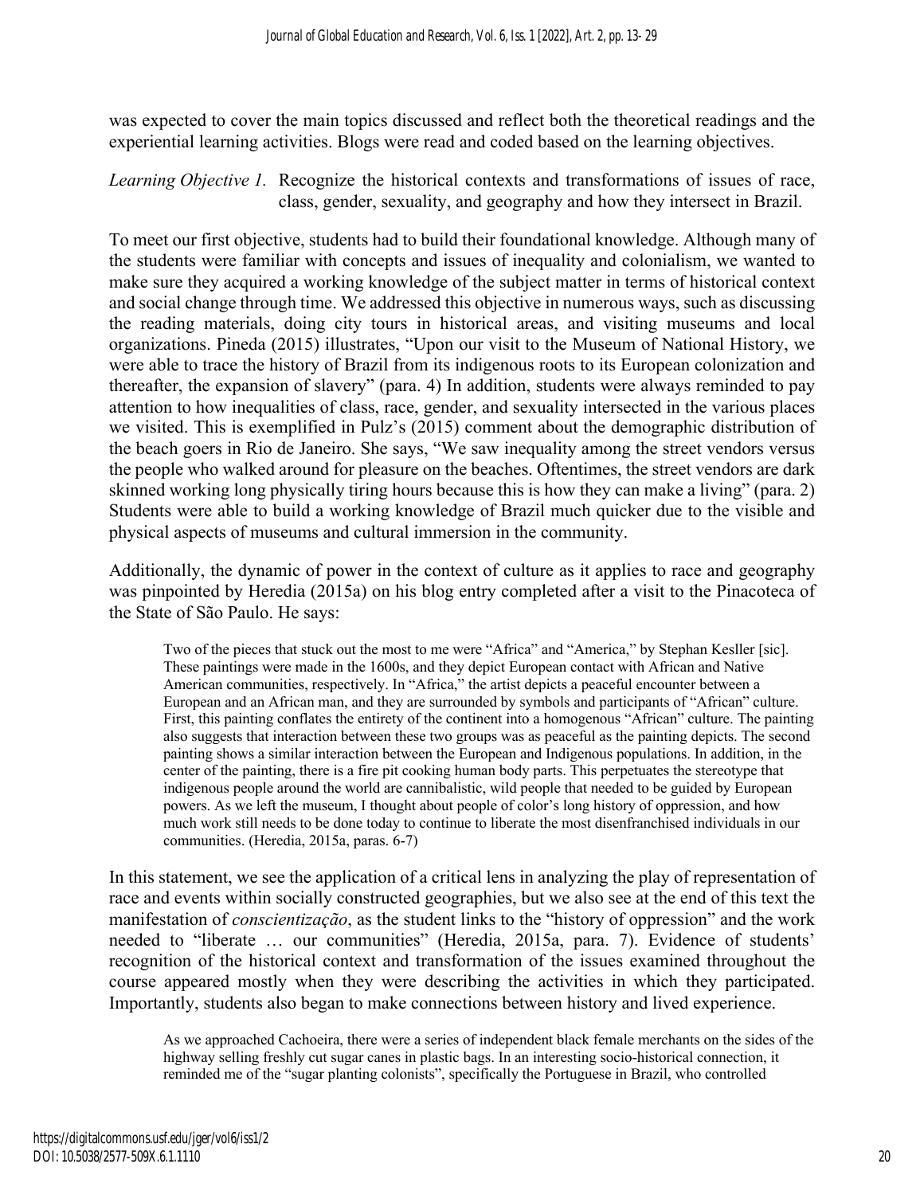was expected to cover the main topics discussed and reflect both the theoretical readings and the experiential learning activities. Blogs were read and coded based on the learning objectives.

*Learning Objective 1.* Recognize the historical contexts and transformations of issues of race, class, gender, sexuality, and geography and how they intersect in Brazil.

To meet our first objective, students had to build their foundational knowledge. Although many of the students were familiar with concepts and issues of inequality and colonialism, we wanted to make sure they acquired a working knowledge of the subject matter in terms of historical context and social change through time. We addressed this objective in numerous ways, such as discussing the reading materials, doing city tours in historical areas, and visiting museums and local organizations. Pineda (2015) illustrates, "Upon our visit to the Museum of National History, we were able to trace the history of Brazil from its indigenous roots to its European colonization and thereafter, the expansion of slavery" (para. 4) In addition, students were always reminded to pay attention to how inequalities of class, race, gender, and sexuality intersected in the various places we visited. This is exemplified in Pulz's (2015) comment about the demographic distribution of the beach goers in Rio de Janeiro. She says, "We saw inequality among the street vendors versus the people who walked around for pleasure on the beaches. Oftentimes, the street vendors are dark skinned working long physically tiring hours because this is how they can make a living" (para. 2) Students were able to build a working knowledge of Brazil much quicker due to the visible and physical aspects of museums and cultural immersion in the community.

Additionally, the dynamic of power in the context of culture as it applies to race and geography was pinpointed by Heredia (2015a) on his blog entry completed after a visit to the Pinacoteca of the State of São Paulo. He says:

> Two of the pieces that stuck out the most to me were "Africa" and "America," by Stephan Kesller [sic]. These paintings were made in the 1600s, and they depict European contact with African and Native American communities, respectively. In "Africa," the artist depicts a peaceful encounter between a European and an African man, and they are surrounded by symbols and participants of "African" culture. First, this painting conflates the entirety of the continent into a homogenous "African" culture. The painting also suggests that interaction between these two groups was as peaceful as the painting depicts. The second painting shows a similar interaction between the European and Indigenous populations. In addition, in the center of the painting, there is a fire pit cooking human body parts. This perpetuates the stereotype that indigenous people around the world are cannibalistic, wild people that needed to be guided by European powers. As we left the museum, I thought about people of color's long history of oppression, and how much work still needs to be done today to continue to liberate the most disenfranchised individuals in our communities. (Heredia, 2015a, paras. 6-7)

In this statement, we see the application of a critical lens in analyzing the play of representation of race and events within socially constructed geographies, but we also see at the end of this text the manifestation of *conscientização*, as the student links to the "history of oppression" and the work needed to "liberate … our communities" (Heredia, 2015a, para. 7). Evidence of students' recognition of the historical context and transformation of the issues examined throughout the course appeared mostly when they were describing the activities in which they participated. Importantly, students also began to make connections between history and lived experience.

> As we approached Cachoeira, there were a series of independent black female merchants on the sides of the highway selling freshly cut sugar canes in plastic bags. In an interesting socio-historical connection, it reminded me of the "sugar planting colonists", specifically the Portuguese in Brazil, who controlled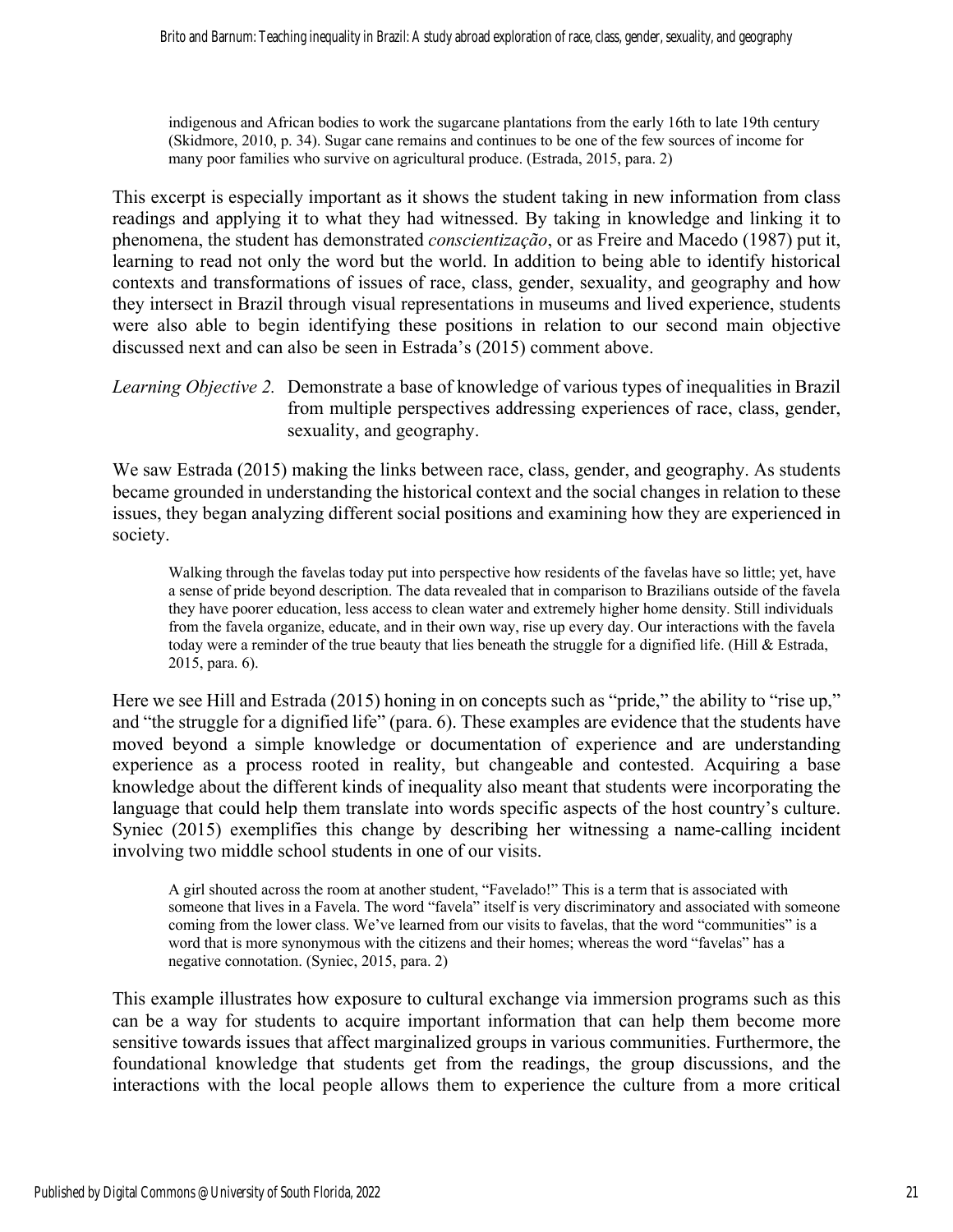> indigenous and African bodies to work the sugarcane plantations from the early 16th to late 19th century (Skidmore, 2010, p. 34). Sugar cane remains and continues to be one of the few sources of income for many poor families who survive on agricultural produce. (Estrada, 2015, para. 2)

This excerpt is especially important as it shows the student taking in new information from class readings and applying it to what they had witnessed. By taking in knowledge and linking it to phenomena, the student has demonstrated *conscientização*, or as Freire and Macedo (1987) put it, learning to read not only the word but the world. In addition to being able to identify historical contexts and transformations of issues of race, class, gender, sexuality, and geography and how they intersect in Brazil through visual representations in museums and lived experience, students were also able to begin identifying these positions in relation to our second main objective discussed next and can also be seen in Estrada's (2015) comment above.

*Learning Objective 2.* Demonstrate a base of knowledge of various types of inequalities in Brazil from multiple perspectives addressing experiences of race, class, gender, sexuality, and geography.

We saw Estrada (2015) making the links between race, class, gender, and geography. As students became grounded in understanding the historical context and the social changes in relation to these issues, they began analyzing different social positions and examining how they are experienced in society.

> Walking through the favelas today put into perspective how residents of the favelas have so little; yet, have a sense of pride beyond description. The data revealed that in comparison to Brazilians outside of the favela they have poorer education, less access to clean water and extremely higher home density. Still individuals from the favela organize, educate, and in their own way, rise up every day. Our interactions with the favela today were a reminder of the true beauty that lies beneath the struggle for a dignified life. (Hill & Estrada, 2015, para. 6).

Here we see Hill and Estrada (2015) honing in on concepts such as "pride," the ability to "rise up," and "the struggle for a dignified life" (para. 6). These examples are evidence that the students have moved beyond a simple knowledge or documentation of experience and are understanding experience as a process rooted in reality, but changeable and contested. Acquiring a base knowledge about the different kinds of inequality also meant that students were incorporating the language that could help them translate into words specific aspects of the host country's culture. Syniec (2015) exemplifies this change by describing her witnessing a name-calling incident involving two middle school students in one of our visits.

> A girl shouted across the room at another student, "Favelado!" This is a term that is associated with someone that lives in a Favela. The word "favela" itself is very discriminatory and associated with someone coming from the lower class. We've learned from our visits to favelas, that the word "communities" is a word that is more synonymous with the citizens and their homes; whereas the word "favelas" has a negative connotation. (Syniec, 2015, para. 2)

This example illustrates how exposure to cultural exchange via immersion programs such as this can be a way for students to acquire important information that can help them become more sensitive towards issues that affect marginalized groups in various communities. Furthermore, the foundational knowledge that students get from the readings, the group discussions, and the interactions with the local people allows them to experience the culture from a more critical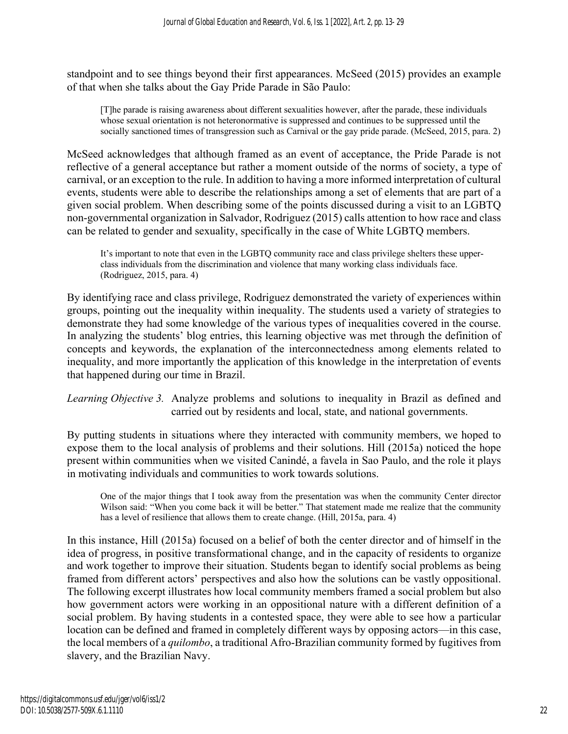standpoint and to see things beyond their first appearances. McSeed (2015) provides an example of that when she talks about the Gay Pride Parade in São Paulo:

> [T]he parade is raising awareness about different sexualities however, after the parade, these individuals whose sexual orientation is not heteronormative is suppressed and continues to be suppressed until the socially sanctioned times of transgression such as Carnival or the gay pride parade. (McSeed, 2015, para. 2)

McSeed acknowledges that although framed as an event of acceptance, the Pride Parade is not reflective of a general acceptance but rather a moment outside of the norms of society, a type of carnival, or an exception to the rule. In addition to having a more informed interpretation of cultural events, students were able to describe the relationships among a set of elements that are part of a given social problem. When describing some of the points discussed during a visit to an LGBTQ non-governmental organization in Salvador, Rodriguez (2015) calls attention to how race and class can be related to gender and sexuality, specifically in the case of White LGBTQ members.

> It's important to note that even in the LGBTQ community race and class privilege shelters these upper-class individuals from the discrimination and violence that many working class individuals face. (Rodriguez, 2015, para. 4)

By identifying race and class privilege, Rodriguez demonstrated the variety of experiences within groups, pointing out the inequality within inequality. The students used a variety of strategies to demonstrate they had some knowledge of the various types of inequalities covered in the course. In analyzing the students' blog entries, this learning objective was met through the definition of concepts and keywords, the explanation of the interconnectedness among elements related to inequality, and more importantly the application of this knowledge in the interpretation of events that happened during our time in Brazil.

*Learning Objective 3.* Analyze problems and solutions to inequality in Brazil as defined and carried out by residents and local, state, and national governments.

By putting students in situations where they interacted with community members, we hoped to expose them to the local analysis of problems and their solutions. Hill (2015a) noticed the hope present within communities when we visited Canindé, a favela in Sao Paulo, and the role it plays in motivating individuals and communities to work towards solutions.

> One of the major things that I took away from the presentation was when the community Center director Wilson said: "When you come back it will be better." That statement made me realize that the community has a level of resilience that allows them to create change. (Hill, 2015a, para. 4)

In this instance, Hill (2015a) focused on a belief of both the center director and of himself in the idea of progress, in positive transformational change, and in the capacity of residents to organize and work together to improve their situation. Students began to identify social problems as being framed from different actors' perspectives and also how the solutions can be vastly oppositional. The following excerpt illustrates how local community members framed a social problem but also how government actors were working in an oppositional nature with a different definition of a social problem. By having students in a contested space, they were able to see how a particular location can be defined and framed in completely different ways by opposing actors—in this case, the local members of a *quilombo*, a traditional Afro-Brazilian community formed by fugitives from slavery, and the Brazilian Navy.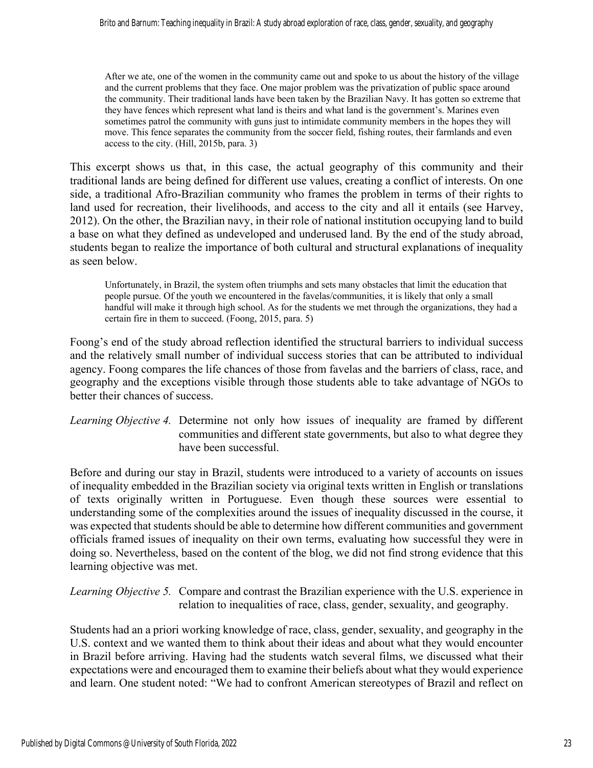> After we ate, one of the women in the community came out and spoke to us about the history of the village and the current problems that they face. One major problem was the privatization of public space around the community. Their traditional lands have been taken by the Brazilian Navy. It has gotten so extreme that they have fences which represent what land is theirs and what land is the government's. Marines even sometimes patrol the community with guns just to intimidate community members in the hopes they will move. This fence separates the community from the soccer field, fishing routes, their farmlands and even access to the city. (Hill, 2015b, para. 3)

This excerpt shows us that, in this case, the actual geography of this community and their traditional lands are being defined for different use values, creating a conflict of interests. On one side, a traditional Afro-Brazilian community who frames the problem in terms of their rights to land used for recreation, their livelihoods, and access to the city and all it entails (see Harvey, 2012). On the other, the Brazilian navy, in their role of national institution occupying land to build a base on what they defined as undeveloped and underused land. By the end of the study abroad, students began to realize the importance of both cultural and structural explanations of inequality as seen below.

> Unfortunately, in Brazil, the system often triumphs and sets many obstacles that limit the education that people pursue. Of the youth we encountered in the favelas/communities, it is likely that only a small handful will make it through high school. As for the students we met through the organizations, they had a certain fire in them to succeed. (Foong, 2015, para. 5)

Foong's end of the study abroad reflection identified the structural barriers to individual success and the relatively small number of individual success stories that can be attributed to individual agency. Foong compares the life chances of those from favelas and the barriers of class, race, and geography and the exceptions visible through those students able to take advantage of NGOs to better their chances of success.

*Learning Objective 4.* Determine not only how issues of inequality are framed by different communities and different state governments, but also to what degree they have been successful.

Before and during our stay in Brazil, students were introduced to a variety of accounts on issues of inequality embedded in the Brazilian society via original texts written in English or translations of texts originally written in Portuguese. Even though these sources were essential to understanding some of the complexities around the issues of inequality discussed in the course, it was expected that students should be able to determine how different communities and government officials framed issues of inequality on their own terms, evaluating how successful they were in doing so. Nevertheless, based on the content of the blog, we did not find strong evidence that this learning objective was met.

*Learning Objective 5.* Compare and contrast the Brazilian experience with the U.S. experience in relation to inequalities of race, class, gender, sexuality, and geography.

Students had an a priori working knowledge of race, class, gender, sexuality, and geography in the U.S. context and we wanted them to think about their ideas and about what they would encounter in Brazil before arriving. Having had the students watch several films, we discussed what their expectations were and encouraged them to examine their beliefs about what they would experience and learn. One student noted: "We had to confront American stereotypes of Brazil and reflect on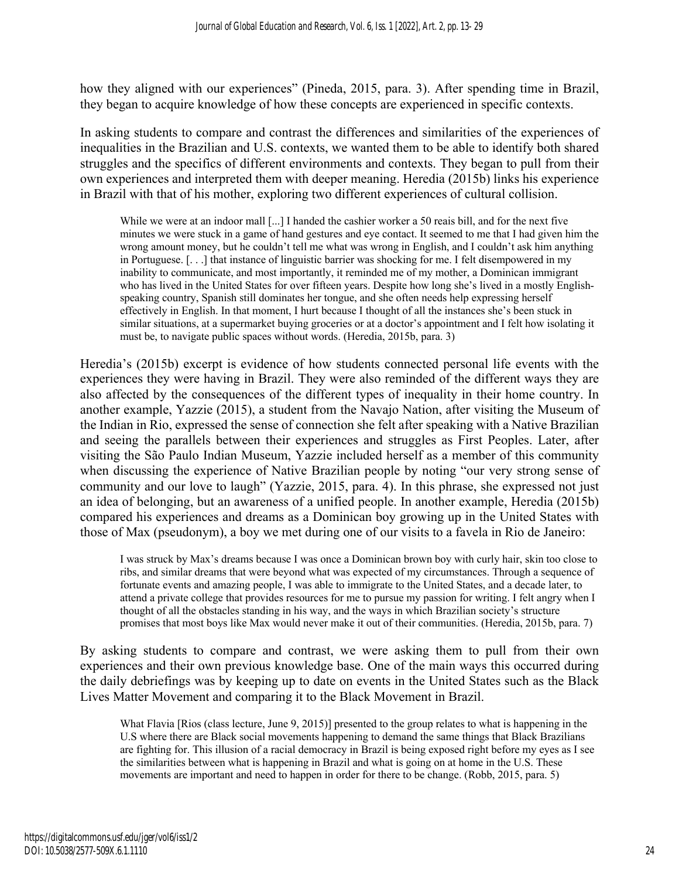how they aligned with our experiences" (Pineda, 2015, para. 3). After spending time in Brazil, they began to acquire knowledge of how these concepts are experienced in specific contexts.

In asking students to compare and contrast the differences and similarities of the experiences of inequalities in the Brazilian and U.S. contexts, we wanted them to be able to identify both shared struggles and the specifics of different environments and contexts. They began to pull from their own experiences and interpreted them with deeper meaning. Heredia (2015b) links his experience in Brazil with that of his mother, exploring two different experiences of cultural collision.

> While we were at an indoor mall [...] I handed the cashier worker a 50 reais bill, and for the next five minutes we were stuck in a game of hand gestures and eye contact. It seemed to me that I had given him the wrong amount money, but he couldn't tell me what was wrong in English, and I couldn't ask him anything in Portuguese. [. . .] that instance of linguistic barrier was shocking for me. I felt disempowered in my inability to communicate, and most importantly, it reminded me of my mother, a Dominican immigrant who has lived in the United States for over fifteen years. Despite how long she's lived in a mostly English-speaking country, Spanish still dominates her tongue, and she often needs help expressing herself effectively in English. In that moment, I hurt because I thought of all the instances she's been stuck in similar situations, at a supermarket buying groceries or at a doctor's appointment and I felt how isolating it must be, to navigate public spaces without words. (Heredia, 2015b, para. 3)

Heredia's (2015b) excerpt is evidence of how students connected personal life events with the experiences they were having in Brazil. They were also reminded of the different ways they are also affected by the consequences of the different types of inequality in their home country. In another example, Yazzie (2015), a student from the Navajo Nation, after visiting the Museum of the Indian in Rio, expressed the sense of connection she felt after speaking with a Native Brazilian and seeing the parallels between their experiences and struggles as First Peoples. Later, after visiting the São Paulo Indian Museum, Yazzie included herself as a member of this community when discussing the experience of Native Brazilian people by noting "our very strong sense of community and our love to laugh" (Yazzie, 2015, para. 4). In this phrase, she expressed not just an idea of belonging, but an awareness of a unified people. In another example, Heredia (2015b) compared his experiences and dreams as a Dominican boy growing up in the United States with those of Max (pseudonym), a boy we met during one of our visits to a favela in Rio de Janeiro:

> I was struck by Max's dreams because I was once a Dominican brown boy with curly hair, skin too close to ribs, and similar dreams that were beyond what was expected of my circumstances. Through a sequence of fortunate events and amazing people, I was able to immigrate to the United States, and a decade later, to attend a private college that provides resources for me to pursue my passion for writing. I felt angry when I thought of all the obstacles standing in his way, and the ways in which Brazilian society's structure promises that most boys like Max would never make it out of their communities. (Heredia, 2015b, para. 7)

By asking students to compare and contrast, we were asking them to pull from their own experiences and their own previous knowledge base. One of the main ways this occurred during the daily debriefings was by keeping up to date on events in the United States such as the Black Lives Matter Movement and comparing it to the Black Movement in Brazil.

> What Flavia [Rios (class lecture, June 9, 2015)] presented to the group relates to what is happening in the U.S where there are Black social movements happening to demand the same things that Black Brazilians are fighting for. This illusion of a racial democracy in Brazil is being exposed right before my eyes as I see the similarities between what is happening in Brazil and what is going on at home in the U.S. These movements are important and need to happen in order for there to be change. (Robb, 2015, para. 5)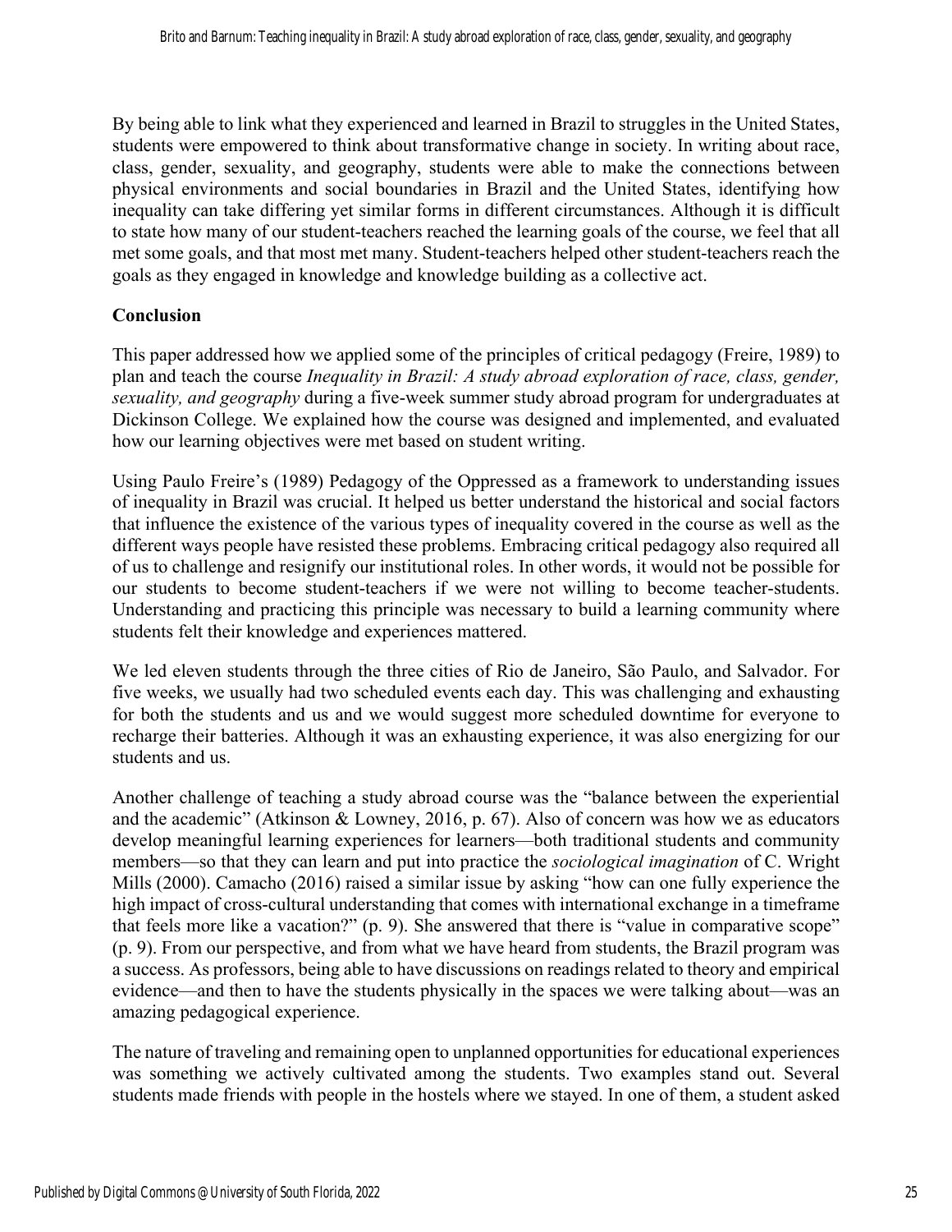By being able to link what they experienced and learned in Brazil to struggles in the United States, students were empowered to think about transformative change in society. In writing about race, class, gender, sexuality, and geography, students were able to make the connections between physical environments and social boundaries in Brazil and the United States, identifying how inequality can take differing yet similar forms in different circumstances. Although it is difficult to state how many of our student-teachers reached the learning goals of the course, we feel that all met some goals, and that most met many. Student-teachers helped other student-teachers reach the goals as they engaged in knowledge and knowledge building as a collective act.

## Conclusion

This paper addressed how we applied some of the principles of critical pedagogy (Freire, 1989) to plan and teach the course *Inequality in Brazil: A study abroad exploration of race, class, gender, sexuality, and geography* during a five-week summer study abroad program for undergraduates at Dickinson College. We explained how the course was designed and implemented, and evaluated how our learning objectives were met based on student writing.

Using Paulo Freire's (1989) Pedagogy of the Oppressed as a framework to understanding issues of inequality in Brazil was crucial. It helped us better understand the historical and social factors that influence the existence of the various types of inequality covered in the course as well as the different ways people have resisted these problems. Embracing critical pedagogy also required all of us to challenge and resignify our institutional roles. In other words, it would not be possible for our students to become student-teachers if we were not willing to become teacher-students. Understanding and practicing this principle was necessary to build a learning community where students felt their knowledge and experiences mattered.

We led eleven students through the three cities of Rio de Janeiro, São Paulo, and Salvador. For five weeks, we usually had two scheduled events each day. This was challenging and exhausting for both the students and us and we would suggest more scheduled downtime for everyone to recharge their batteries. Although it was an exhausting experience, it was also energizing for our students and us.

Another challenge of teaching a study abroad course was the "balance between the experiential and the academic" (Atkinson & Lowney, 2016, p. 67). Also of concern was how we as educators develop meaningful learning experiences for learners—both traditional students and community members—so that they can learn and put into practice the *sociological imagination* of C. Wright Mills (2000). Camacho (2016) raised a similar issue by asking "how can one fully experience the high impact of cross-cultural understanding that comes with international exchange in a timeframe that feels more like a vacation?" (p. 9). She answered that there is "value in comparative scope" (p. 9). From our perspective, and from what we have heard from students, the Brazil program was a success. As professors, being able to have discussions on readings related to theory and empirical evidence—and then to have the students physically in the spaces we were talking about—was an amazing pedagogical experience.

The nature of traveling and remaining open to unplanned opportunities for educational experiences was something we actively cultivated among the students. Two examples stand out. Several students made friends with people in the hostels where we stayed. In one of them, a student asked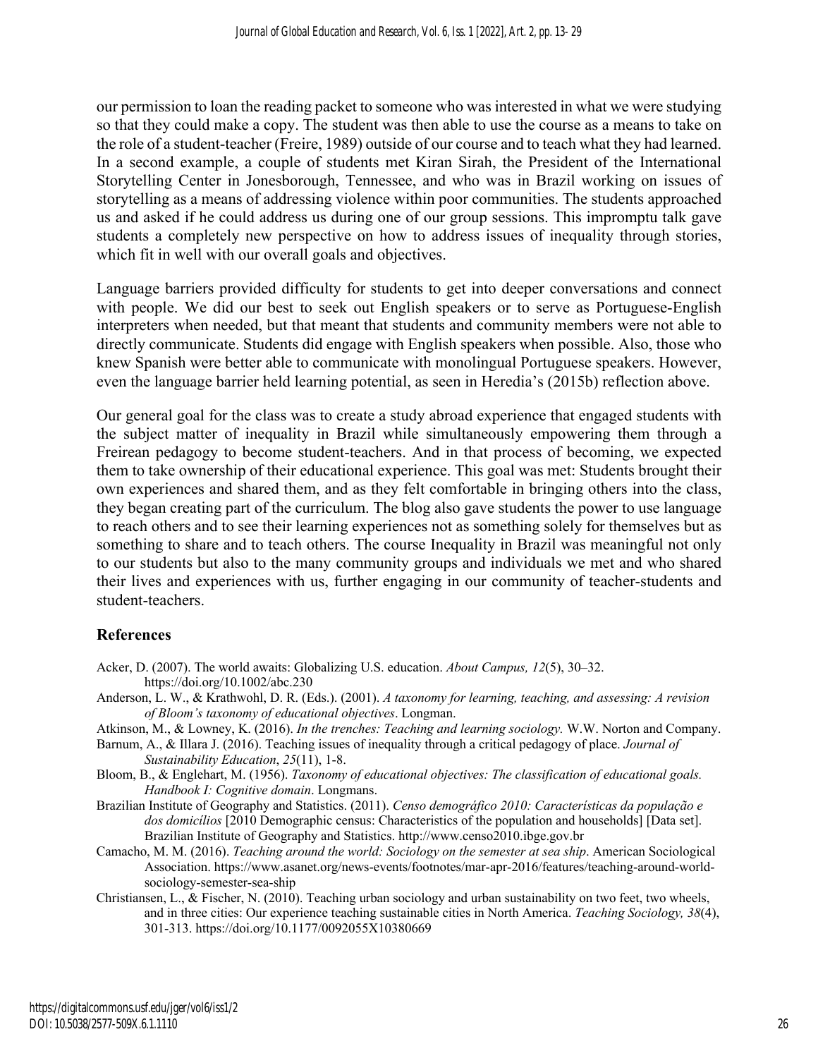our permission to loan the reading packet to someone who was interested in what we were studying so that they could make a copy. The student was then able to use the course as a means to take on the role of a student-teacher (Freire, 1989) outside of our course and to teach what they had learned. In a second example, a couple of students met Kiran Sirah, the President of the International Storytelling Center in Jonesborough, Tennessee, and who was in Brazil working on issues of storytelling as a means of addressing violence within poor communities. The students approached us and asked if he could address us during one of our group sessions. This impromptu talk gave students a completely new perspective on how to address issues of inequality through stories, which fit in well with our overall goals and objectives.

Language barriers provided difficulty for students to get into deeper conversations and connect with people. We did our best to seek out English speakers or to serve as Portuguese-English interpreters when needed, but that meant that students and community members were not able to directly communicate. Students did engage with English speakers when possible. Also, those who knew Spanish were better able to communicate with monolingual Portuguese speakers. However, even the language barrier held learning potential, as seen in Heredia's (2015b) reflection above.

Our general goal for the class was to create a study abroad experience that engaged students with the subject matter of inequality in Brazil while simultaneously empowering them through a Freirean pedagogy to become student-teachers. And in that process of becoming, we expected them to take ownership of their educational experience. This goal was met: Students brought their own experiences and shared them, and as they felt comfortable in bringing others into the class, they began creating part of the curriculum. The blog also gave students the power to use language to reach others and to see their learning experiences not as something solely for themselves but as something to share and to teach others. The course Inequality in Brazil was meaningful not only to our students but also to the many community groups and individuals we met and who shared their lives and experiences with us, further engaging in our community of teacher-students and student-teachers.

## References

Acker, D. (2007). The world awaits: Globalizing U.S. education. *About Campus, 12*(5), 30–32. https://doi.org/10.1002/abc.230

Anderson, L. W., & Krathwohl, D. R. (Eds.). (2001). *A taxonomy for learning, teaching, and assessing: A revision of Bloom's taxonomy of educational objectives*. Longman.

Atkinson, M., & Lowney, K. (2016). *In the trenches: Teaching and learning sociology.* W.W. Norton and Company.

Barnum, A., & Illara J. (2016). Teaching issues of inequality through a critical pedagogy of place. *Journal of Sustainability Education*, *25*(11), 1-8.

Bloom, B., & Englehart, M. (1956). *Taxonomy of educational objectives: The classification of educational goals. Handbook I: Cognitive domain*. Longmans.

Brazilian Institute of Geography and Statistics. (2011). *Censo demográfico 2010: Características da população e dos domicílios* [2010 Demographic census: Characteristics of the population and households] [Data set]. Brazilian Institute of Geography and Statistics. http://www.censo2010.ibge.gov.br

Camacho, M. M. (2016). *Teaching around the world: Sociology on the semester at sea ship*. American Sociological Association. https://www.asanet.org/news-events/footnotes/mar-apr-2016/features/teaching-around-world-sociology-semester-sea-ship

Christiansen, L., & Fischer, N. (2010). Teaching urban sociology and urban sustainability on two feet, two wheels, and in three cities: Our experience teaching sustainable cities in North America. *Teaching Sociology, 38*(4), 301-313. https://doi.org/10.1177/0092055X10380669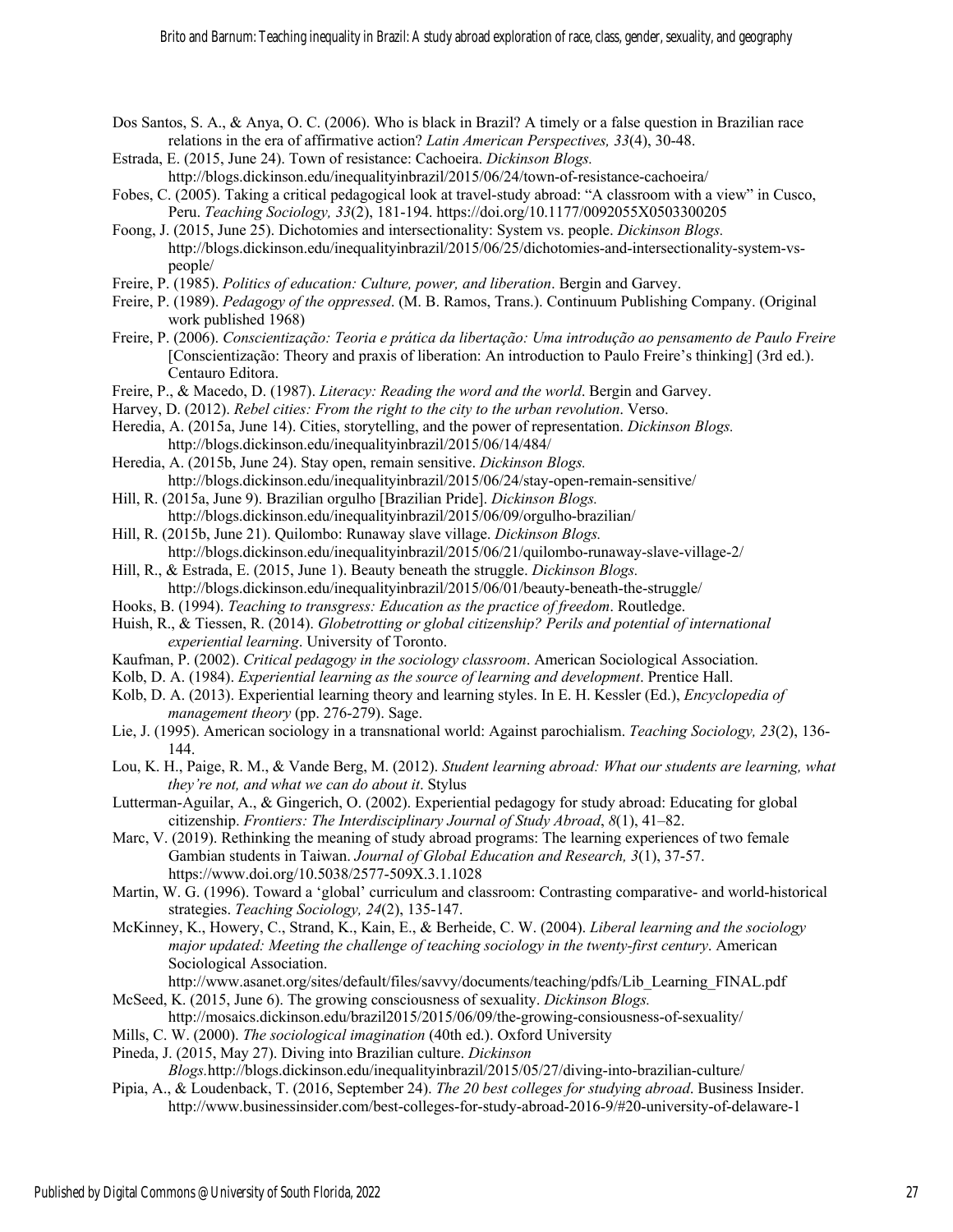Dos Santos, S. A., & Anya, O. C. (2006). Who is black in Brazil? A timely or a false question in Brazilian race relations in the era of affirmative action? *Latin American Perspectives, 33*(4), 30-48.

Estrada, E. (2015, June 24). Town of resistance: Cachoeira. *Dickinson Blogs.* http://blogs.dickinson.edu/inequalityinbrazil/2015/06/24/town-of-resistance-cachoeira/

Fobes, C. (2005). Taking a critical pedagogical look at travel-study abroad: "A classroom with a view" in Cusco, Peru. *Teaching Sociology, 33*(2), 181-194. https://doi.org/10.1177/0092055X0503300205

Foong, J. (2015, June 25). Dichotomies and intersectionality: System vs. people. *Dickinson Blogs.* http://blogs.dickinson.edu/inequalityinbrazil/2015/06/25/dichotomies-and-intersectionality-system-vs-people/

Freire, P. (1985). *Politics of education: Culture, power, and liberation*. Bergin and Garvey.

Freire, P. (1989). *Pedagogy of the oppressed*. (M. B. Ramos, Trans.). Continuum Publishing Company. (Original work published 1968)

Freire, P. (2006). *Conscientização: Teoria e prática da libertação: Uma introdução ao pensamento de Paulo Freire* [Conscientização: Theory and praxis of liberation: An introduction to Paulo Freire's thinking] (3rd ed.). Centauro Editora.

Freire, P., & Macedo, D. (1987). *Literacy: Reading the word and the world*. Bergin and Garvey.

Harvey, D. (2012). *Rebel cities: From the right to the city to the urban revolution*. Verso.

Heredia, A. (2015a, June 14). Cities, storytelling, and the power of representation. *Dickinson Blogs.* http://blogs.dickinson.edu/inequalityinbrazil/2015/06/14/484/

Heredia, A. (2015b, June 24). Stay open, remain sensitive. *Dickinson Blogs.* http://blogs.dickinson.edu/inequalityinbrazil/2015/06/24/stay-open-remain-sensitive/

Hill, R. (2015a, June 9). Brazilian orgulho [Brazilian Pride]. *Dickinson Blogs.* http://blogs.dickinson.edu/inequalityinbrazil/2015/06/09/orgulho-brazilian/

Hill, R. (2015b, June 21). Quilombo: Runaway slave village. *Dickinson Blogs.* http://blogs.dickinson.edu/inequalityinbrazil/2015/06/21/quilombo-runaway-slave-village-2/

Hill, R., & Estrada, E. (2015, June 1). Beauty beneath the struggle. *Dickinson Blogs.* http://blogs.dickinson.edu/inequalityinbrazil/2015/06/01/beauty-beneath-the-struggle/

Hooks, B. (1994). *Teaching to transgress: Education as the practice of freedom*. Routledge.

Huish, R., & Tiessen, R. (2014). *Globetrotting or global citizenship? Perils and potential of international experiential learning*. University of Toronto.

Kaufman, P. (2002). *Critical pedagogy in the sociology classroom*. American Sociological Association.

Kolb, D. A. (1984). *Experiential learning as the source of learning and development*. Prentice Hall.

Kolb, D. A. (2013). Experiential learning theory and learning styles. In E. H. Kessler (Ed.), *Encyclopedia of management theory* (pp. 276-279). Sage.

Lie, J. (1995). American sociology in a transnational world: Against parochialism. *Teaching Sociology, 23*(2), 136-144.

Lou, K. H., Paige, R. M., & Vande Berg, M. (2012). *Student learning abroad: What our students are learning, what they're not, and what we can do about it*. Stylus

Lutterman-Aguilar, A., & Gingerich, O. (2002). Experiential pedagogy for study abroad: Educating for global citizenship. *Frontiers: The Interdisciplinary Journal of Study Abroad*, *8*(1), 41–82.

Marc, V. (2019). Rethinking the meaning of study abroad programs: The learning experiences of two female Gambian students in Taiwan. *Journal of Global Education and Research, 3*(1), 37-57. https://www.doi.org/10.5038/2577-509X.3.1.1028

Martin, W. G. (1996). Toward a 'global' curriculum and classroom: Contrasting comparative- and world-historical strategies. *Teaching Sociology, 24*(2), 135-147.

McKinney, K., Howery, C., Strand, K., Kain, E., & Berheide, C. W. (2004). *Liberal learning and the sociology major updated: Meeting the challenge of teaching sociology in the twenty-first century*. American Sociological Association. http://www.asanet.org/sites/default/files/savvy/documents/teaching/pdfs/Lib_Learning_FINAL.pdf

McSeed, K. (2015, June 6). The growing consciousness of sexuality. *Dickinson Blogs.* http://mosaics.dickinson.edu/brazil2015/2015/06/09/the-growing-consiousness-of-sexuality/

Mills, C. W. (2000). *The sociological imagination* (40th ed.). Oxford University

Pineda, J. (2015, May 27). Diving into Brazilian culture. *Dickinson Blogs.*http://blogs.dickinson.edu/inequalityinbrazil/2015/05/27/diving-into-brazilian-culture/

Pipia, A., & Loudenback, T. (2016, September 24). *The 20 best colleges for studying abroad*. Business Insider. http://www.businessinsider.com/best-colleges-for-study-abroad-2016-9/#20-university-of-delaware-1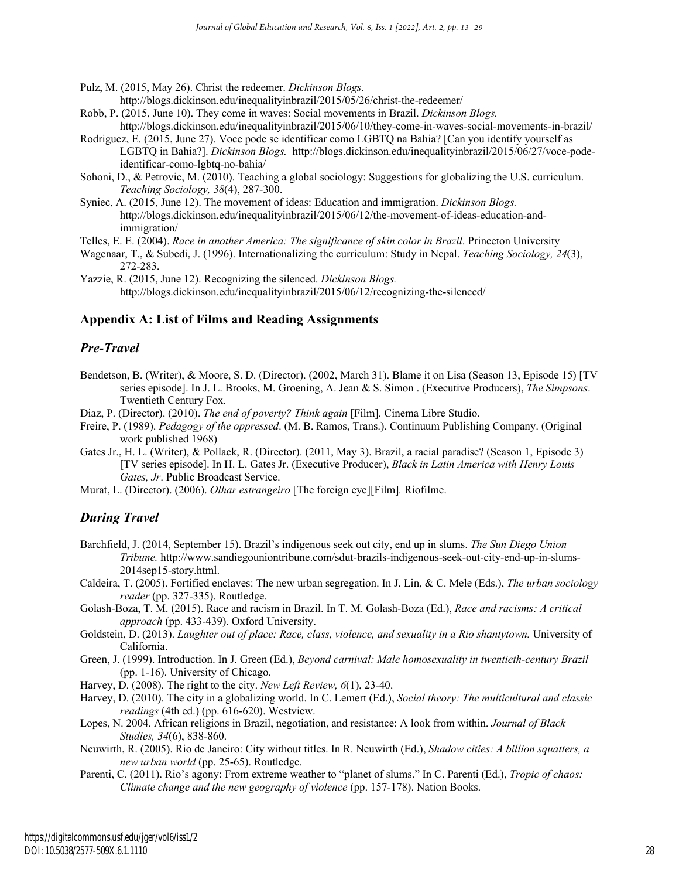Pulz, M. (2015, May 26). Christ the redeemer. *Dickinson Blogs.* http://blogs.dickinson.edu/inequalityinbrazil/2015/05/26/christ-the-redeemer/

Robb, P. (2015, June 10). They come in waves: Social movements in Brazil. *Dickinson Blogs.* http://blogs.dickinson.edu/inequalityinbrazil/2015/06/10/they-come-in-waves-social-movements-in-brazil/

Rodriguez, E. (2015, June 27). Voce pode se identificar como LGBTQ na Bahia? [Can you identify yourself as LGBTQ in Bahia?]. *Dickinson Blogs.* http://blogs.dickinson.edu/inequalityinbrazil/2015/06/27/voce-pode-identificar-como-lgbtq-no-bahia/

Sohoni, D., & Petrovic, M. (2010). Teaching a global sociology: Suggestions for globalizing the U.S. curriculum. *Teaching Sociology, 38*(4), 287-300.

Syniec, A. (2015, June 12). The movement of ideas: Education and immigration. *Dickinson Blogs.* http://blogs.dickinson.edu/inequalityinbrazil/2015/06/12/the-movement-of-ideas-education-and-immigration/

Telles, E. E. (2004). *Race in another America: The significance of skin color in Brazil*. Princeton University

Wagenaar, T., & Subedi, J. (1996). Internationalizing the curriculum: Study in Nepal. *Teaching Sociology, 24*(3), 272-283.

Yazzie, R. (2015, June 12). Recognizing the silenced. *Dickinson Blogs.* http://blogs.dickinson.edu/inequalityinbrazil/2015/06/12/recognizing-the-silenced/

## Appendix A: List of Films and Reading Assignments

### *Pre-Travel*

Bendetson, B. (Writer), & Moore, S. D. (Director). (2002, March 31). Blame it on Lisa (Season 13, Episode 15) [TV series episode]. In J. L. Brooks, M. Groening, A. Jean & S. Simon . (Executive Producers), *The Simpsons*. Twentieth Century Fox.

Diaz, P. (Director). (2010). *The end of poverty? Think again* [Film]*.* Cinema Libre Studio.

Freire, P. (1989). *Pedagogy of the oppressed*. (M. B. Ramos, Trans.). Continuum Publishing Company. (Original work published 1968)

Gates Jr., H. L. (Writer), & Pollack, R. (Director). (2011, May 3). Brazil, a racial paradise? (Season 1, Episode 3) [TV series episode]. In H. L. Gates Jr. (Executive Producer), *Black in Latin America with Henry Louis Gates, Jr*. Public Broadcast Service.

Murat, L. (Director). (2006). *Olhar estrangeiro* [The foreign eye][Film]*.* Riofilme.

### *During Travel*

Barchfield, J. (2014, September 15). Brazil's indigenous seek out city, end up in slums. *The Sun Diego Union Tribune.* http://www.sandiegouniontribune.com/sdut-brazils-indigenous-seek-out-city-end-up-in-slums-2014sep15-story.html.

Caldeira, T. (2005). Fortified enclaves: The new urban segregation. In J. Lin, & C. Mele (Eds.), *The urban sociology reader* (pp. 327-335). Routledge.

Golash-Boza, T. M. (2015). Race and racism in Brazil. In T. M. Golash-Boza (Ed.), *Race and racisms: A critical approach* (pp. 433-439). Oxford University.

Goldstein, D. (2013). *Laughter out of place: Race, class, violence, and sexuality in a Rio shantytown.* University of California.

Green, J. (1999). Introduction. In J. Green (Ed.), *Beyond carnival: Male homosexuality in twentieth-century Brazil* (pp. 1-16). University of Chicago.

Harvey, D. (2008). The right to the city. *New Left Review, 6*(1), 23-40.

Harvey, D. (2010). The city in a globalizing world. In C. Lemert (Ed.), *Social theory: The multicultural and classic readings* (4th ed.) (pp. 616-620). Westview.

Lopes, N. 2004. African religions in Brazil, negotiation, and resistance: A look from within. *Journal of Black Studies, 34*(6), 838-860.

Neuwirth, R. (2005). Rio de Janeiro: City without titles. In R. Neuwirth (Ed.), *Shadow cities: A billion squatters, a new urban world* (pp. 25-65). Routledge.

Parenti, C. (2011). Rio's agony: From extreme weather to "planet of slums." In C. Parenti (Ed.), *Tropic of chaos: Climate change and the new geography of violence* (pp. 157-178). Nation Books.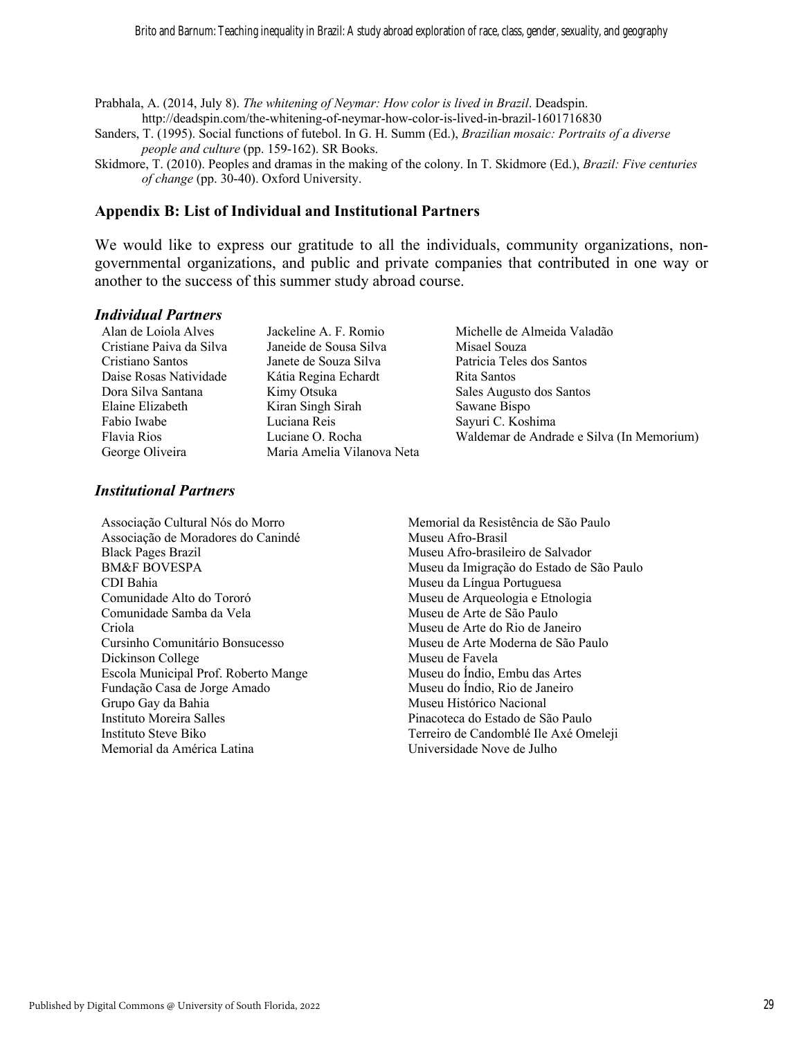Prabhala, A. (2014, July 8). *The whitening of Neymar: How color is lived in Brazil*. Deadspin. http://deadspin.com/the-whitening-of-neymar-how-color-is-lived-in-brazil-1601716830

Sanders, T. (1995). Social functions of futebol. In G. H. Summ (Ed.), *Brazilian mosaic: Portraits of a diverse people and culture* (pp. 159-162). SR Books.

Skidmore, T. (2010). Peoples and dramas in the making of the colony. In T. Skidmore (Ed.), *Brazil: Five centuries of change* (pp. 30-40). Oxford University.

## Appendix B: List of Individual and Institutional Partners

We would like to express our gratitude to all the individuals, community organizations, non-governmental organizations, and public and private companies that contributed in one way or another to the success of this summer study abroad course.

### *Individual Partners*

Alan de Loiola Alves
Cristiane Paiva da Silva
Cristiano Santos
Daise Rosas Natividade
Dora Silva Santana
Elaine Elizabeth
Fabio Iwabe
Flavia Rios
George Oliveira
Jackeline A. F. Romio
Janeide de Sousa Silva
Janete de Souza Silva
Kátia Regina Echardt
Kimy Otsuka
Kiran Singh Sirah
Luciana Reis
Luciane O. Rocha
Maria Amelia Vilanova Neta
Michelle de Almeida Valadão
Misael Souza
Patricia Teles dos Santos
Rita Santos
Sales Augusto dos Santos
Sawane Bispo
Sayuri C. Koshima
Waldemar de Andrade e Silva (In Memorium)

### *Institutional Partners*

Associação Cultural Nós do Morro
Associação de Moradores do Canindé
Black Pages Brazil
BM&F BOVESPA
CDI Bahia
Comunidade Alto do Tororó
Comunidade Samba da Vela
Criola
Cursinho Comunitário Bonsucesso
Dickinson College
Escola Municipal Prof. Roberto Mange
Fundação Casa de Jorge Amado
Grupo Gay da Bahia
Instituto Moreira Salles
Instituto Steve Biko
Memorial da América Latina
Memorial da Resistência de São Paulo
Museu Afro-Brasil
Museu Afro-brasileiro de Salvador
Museu da Imigração do Estado de São Paulo
Museu da Língua Portuguesa
Museu de Arqueologia e Etnologia
Museu de Arte de São Paulo
Museu de Arte do Rio de Janeiro
Museu de Arte Moderna de São Paulo
Museu de Favela
Museu do Índio, Embu das Artes
Museu do Índio, Rio de Janeiro
Museu Histórico Nacional
Pinacoteca do Estado de São Paulo
Terreiro de Candomblé Ile Axé Omeleji
Universidade Nove de Julho